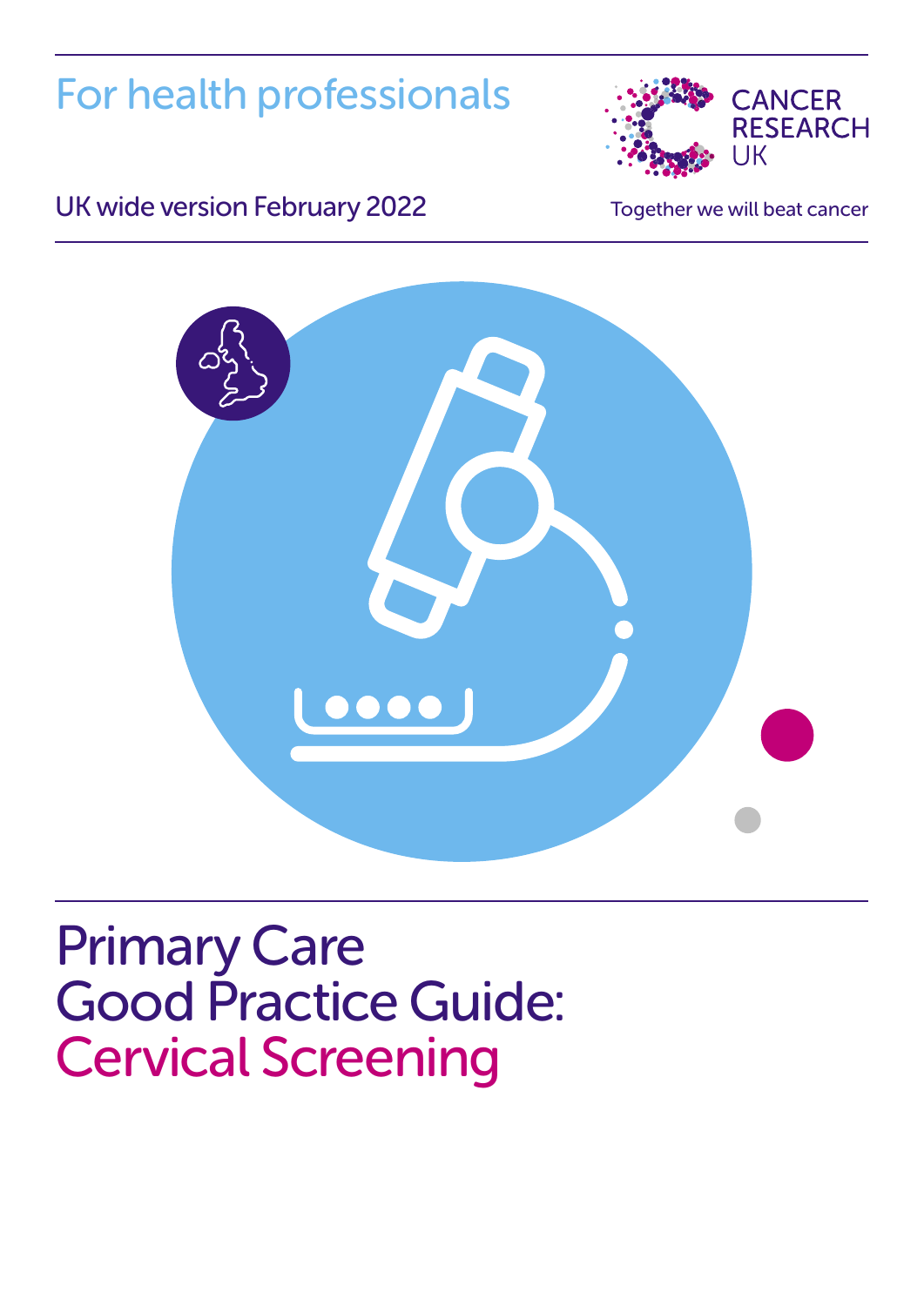For health professionals

CANCER RESEARCH UK

UK wide version February 2022

Together we will beat cancer

# Primary Care Good Practice Guide: Cervical Screening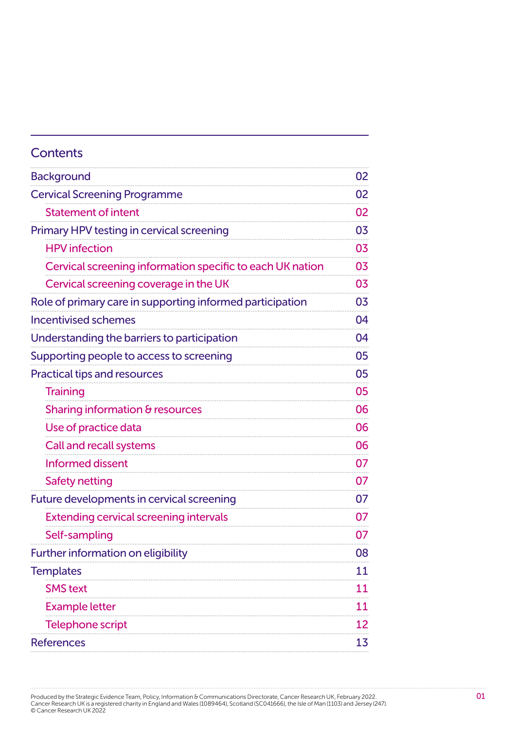## Contents

| | |
|---|---|
| Background | 02 |
| Cervical Screening Programme | 02 |
| Statement of intent | 02 |
| Primary HPV testing in cervical screening | 03 |
| HPV infection | 03 |
| Cervical screening information specific to each UK nation | 03 |
| Cervical screening coverage in the UK | 03 |
| Role of primary care in supporting informed participation | 03 |
| Incentivised schemes | 04 |
| Understanding the barriers to participation | 04 |
| Supporting people to access to screening | 05 |
| Practical tips and resources | 05 |
| Training | 05 |
| Sharing information & resources | 06 |
| Use of practice data | 06 |
| Call and recall systems | 06 |
| Informed dissent | 07 |
| Safety netting | 07 |
| Future developments in cervical screening | 07 |
| Extending cervical screening intervals | 07 |
| Self-sampling | 07 |
| Further information on eligibility | 08 |
| Templates | 11 |
| SMS text | 11 |
| Example letter | 11 |
| Telephone script | 12 |
| References | 13 |

Produced by the Strategic Evidence Team, Policy, Information & Communications Directorate, Cancer Research UK, February 2022.
Cancer Research UK is a registered charity in England and Wales (1089464), Scotland (SC041666), the Isle of Man (1103) and Jersey (247).
© Cancer Research UK 2022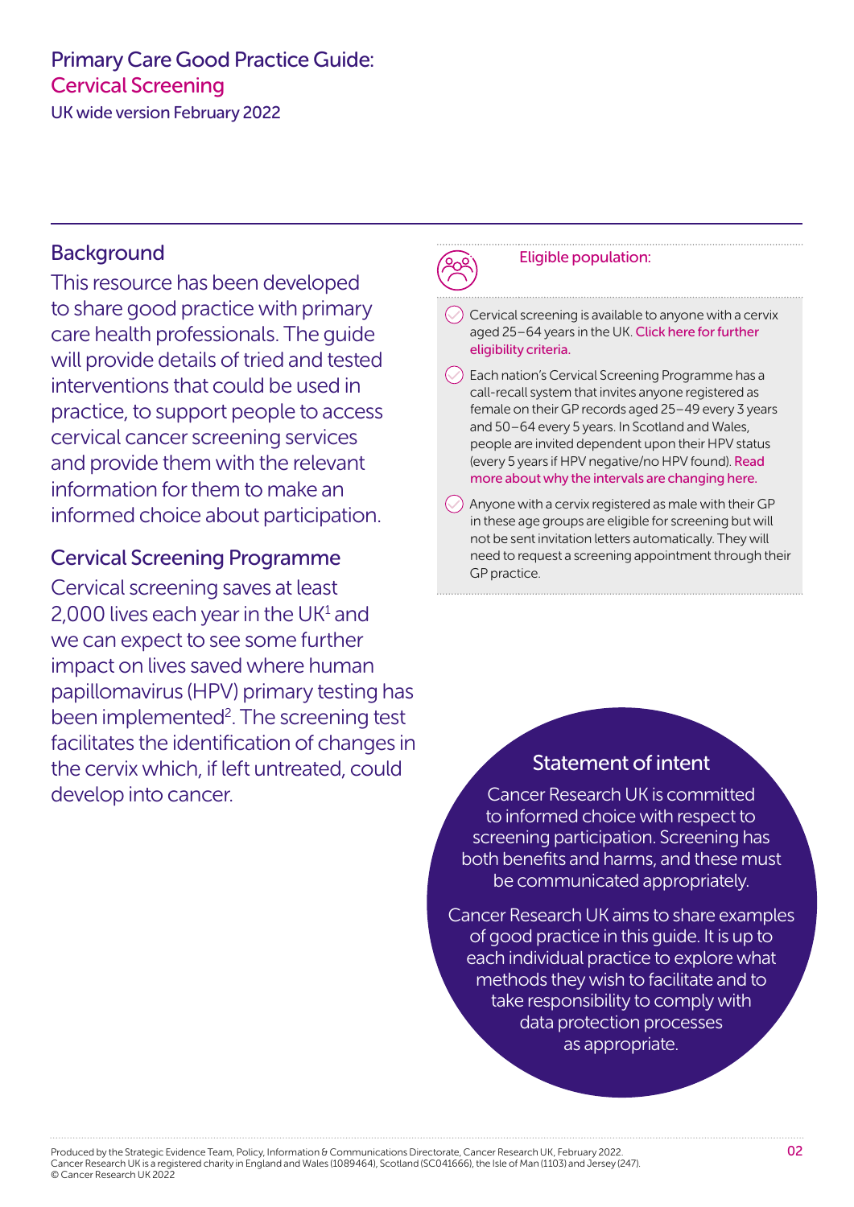# Primary Care Good Practice Guide: Cervical Screening

UK wide version February 2022

## Background

This resource has been developed to share good practice with primary care health professionals. The guide will provide details of tried and tested interventions that could be used in practice, to support people to access cervical cancer screening services and provide them with the relevant information for them to make an informed choice about participation.

## Cervical Screening Programme

Cervical screening saves at least 2,000 lives each year in the UK[1] and we can expect to see some further impact on lives saved where human papillomavirus (HPV) primary testing has been implemented[2]. The screening test facilitates the identification of changes in the cervix which, if left untreated, could develop into cancer.

### Eligible population:

- Cervical screening is available to anyone with a cervix aged 25–64 years in the UK. Click here for further eligibility criteria.
- Each nation's Cervical Screening Programme has a call-recall system that invites anyone registered as female on their GP records aged 25–49 every 3 years and 50–64 every 5 years. In Scotland and Wales, people are invited dependent upon their HPV status (every 5 years if HPV negative/no HPV found). Read more about why the intervals are changing here.
- Anyone with a cervix registered as male with their GP in these age groups are eligible for screening but will not be sent invitation letters automatically. They will need to request a screening appointment through their GP practice.

### Statement of intent

Cancer Research UK is committed to informed choice with respect to screening participation. Screening has both benefits and harms, and these must be communicated appropriately.

Cancer Research UK aims to share examples of good practice in this guide. It is up to each individual practice to explore what methods they wish to facilitate and to take responsibility to comply with data protection processes as appropriate.

Produced by the Strategic Evidence Team, Policy, Information & Communications Directorate, Cancer Research UK, February 2022.
Cancer Research UK is a registered charity in England and Wales (1089464), Scotland (SC041666), the Isle of Man (1103) and Jersey (247).
© Cancer Research UK 2022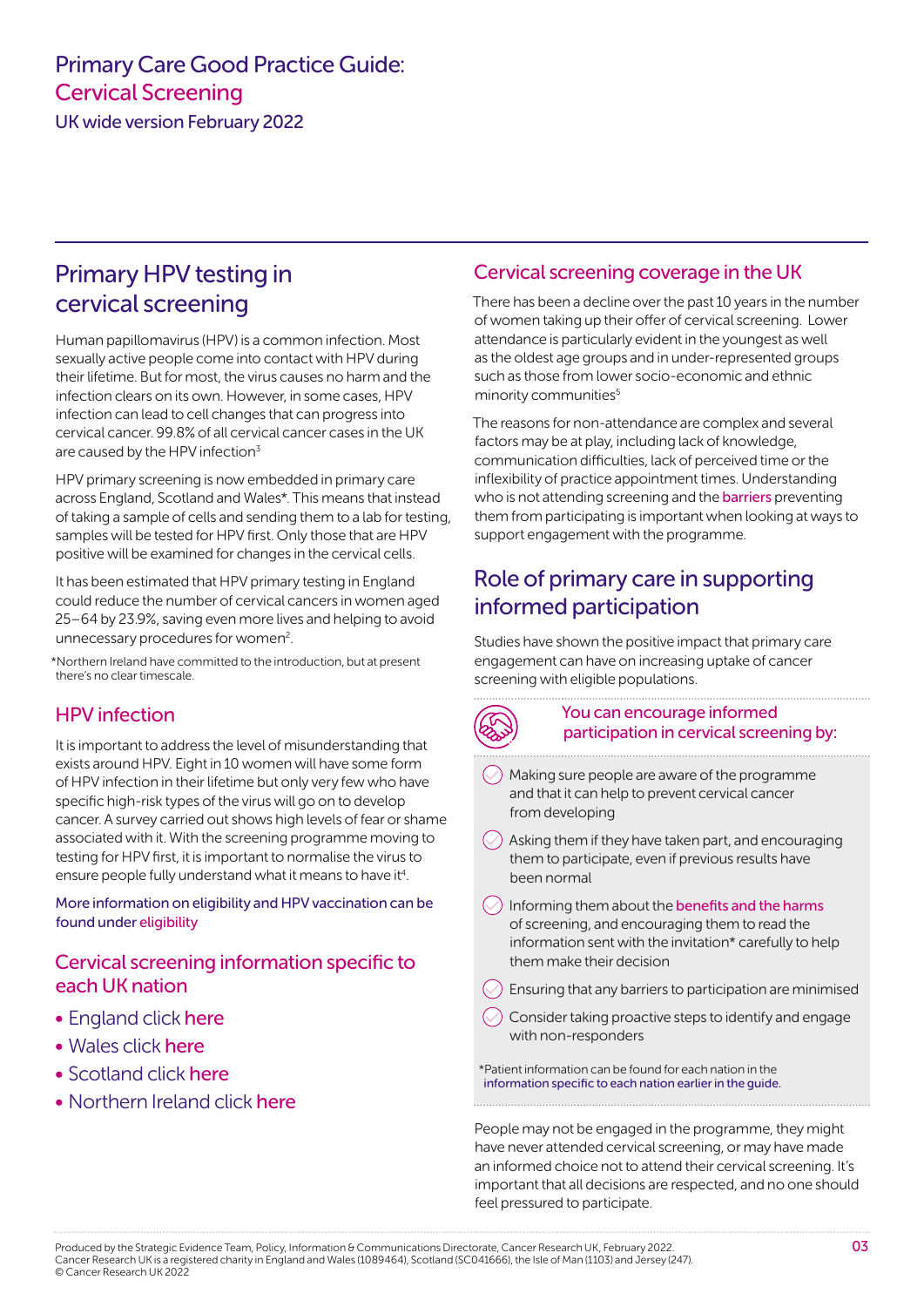# Primary Care Good Practice Guide: Cervical Screening

UK wide version February 2022

## Primary HPV testing in cervical screening

Human papillomavirus (HPV) is a common infection. Most sexually active people come into contact with HPV during their lifetime. But for most, the virus causes no harm and the infection clears on its own. However, in some cases, HPV infection can lead to cell changes that can progress into cervical cancer. 99.8% of all cervical cancer cases in the UK are caused by the HPV infection[3]

HPV primary screening is now embedded in primary care across England, Scotland and Wales*. This means that instead of taking a sample of cells and sending them to a lab for testing, samples will be tested for HPV first. Only those that are HPV positive will be examined for changes in the cervical cells.

It has been estimated that HPV primary testing in England could reduce the number of cervical cancers in women aged 25–64 by 23.9%, saving even more lives and helping to avoid unnecessary procedures for women[2].

*Northern Ireland have committed to the introduction, but at present there's no clear timescale.

### HPV infection

It is important to address the level of misunderstanding that exists around HPV. Eight in 10 women will have some form of HPV infection in their lifetime but only very few who have specific high-risk types of the virus will go on to develop cancer. A survey carried out shows high levels of fear or shame associated with it. With the screening programme moving to testing for HPV first, it is important to normalise the virus to ensure people fully understand what it means to have it[4].

More information on eligibility and HPV vaccination can be found under eligibility

### Cervical screening information specific to each UK nation

- England click here
- Wales click here
- Scotland click here
- Northern Ireland click here

### Cervical screening coverage in the UK

There has been a decline over the past 10 years in the number of women taking up their offer of cervical screening. Lower attendance is particularly evident in the youngest as well as the oldest age groups and in under-represented groups such as those from lower socio-economic and ethnic minority communities[5]

The reasons for non-attendance are complex and several factors may be at play, including lack of knowledge, communication difficulties, lack of perceived time or the inflexibility of practice appointment times. Understanding who is not attending screening and the barriers preventing them from participating is important when looking at ways to support engagement with the programme.

## Role of primary care in supporting informed participation

Studies have shown the positive impact that primary care engagement can have on increasing uptake of cancer screening with eligible populations.

**You can encourage informed participation in cervical screening by:**

- Making sure people are aware of the programme and that it can help to prevent cervical cancer from developing
- Asking them if they have taken part, and encouraging them to participate, even if previous results have been normal
- Informing them about the benefits and the harms of screening, and encouraging them to read the information sent with the invitation* carefully to help them make their decision
- Ensuring that any barriers to participation are minimised
- Consider taking proactive steps to identify and engage with non-responders

*Patient information can be found for each nation in the information specific to each nation earlier in the guide.

People may not be engaged in the programme, they might have never attended cervical screening, or may have made an informed choice not to attend their cervical screening. It's important that all decisions are respected, and no one should feel pressured to participate.

Produced by the Strategic Evidence Team, Policy, Information & Communications Directorate, Cancer Research UK, February 2022.
Cancer Research UK is a registered charity in England and Wales (1089464), Scotland (SC041666), the Isle of Man (1103) and Jersey (247).
© Cancer Research UK 2022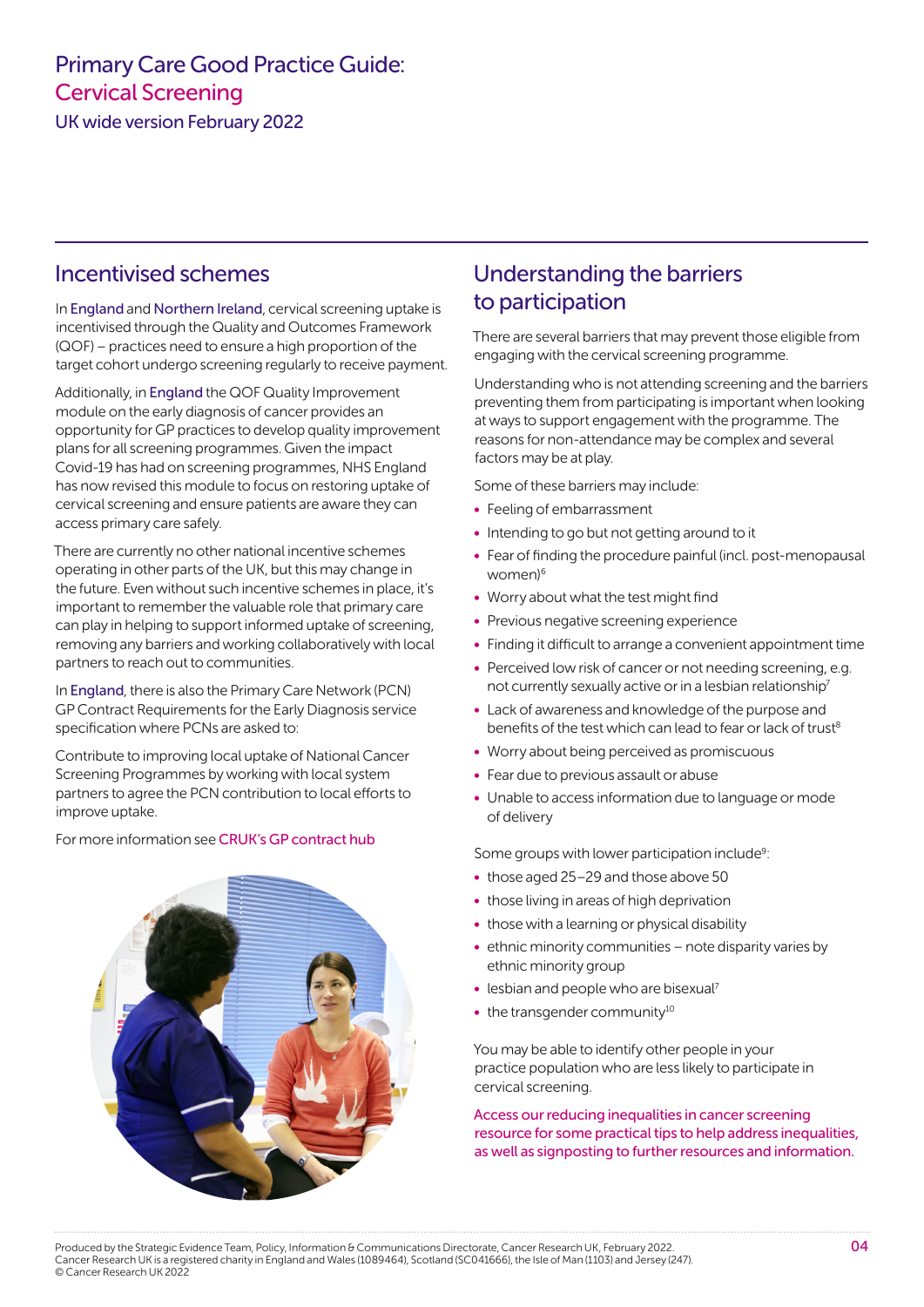# Primary Care Good Practice Guide: Cervical Screening

UK wide version February 2022

## Incentivised schemes

In England and Northern Ireland, cervical screening uptake is incentivised through the Quality and Outcomes Framework (QOF) – practices need to ensure a high proportion of the target cohort undergo screening regularly to receive payment.

Additionally, in England the QOF Quality Improvement module on the early diagnosis of cancer provides an opportunity for GP practices to develop quality improvement plans for all screening programmes. Given the impact Covid-19 has had on screening programmes, NHS England has now revised this module to focus on restoring uptake of cervical screening and ensure patients are aware they can access primary care safely.

There are currently no other national incentive schemes operating in other parts of the UK, but this may change in the future. Even without such incentive schemes in place, it's important to remember the valuable role that primary care can play in helping to support informed uptake of screening, removing any barriers and working collaboratively with local partners to reach out to communities.

In England, there is also the Primary Care Network (PCN) GP Contract Requirements for the Early Diagnosis service specification where PCNs are asked to:

Contribute to improving local uptake of National Cancer Screening Programmes by working with local system partners to agree the PCN contribution to local efforts to improve uptake.

For more information see CRUK's GP contract hub

## Understanding the barriers to participation

There are several barriers that may prevent those eligible from engaging with the cervical screening programme.

Understanding who is not attending screening and the barriers preventing them from participating is important when looking at ways to support engagement with the programme. The reasons for non-attendance may be complex and several factors may be at play.

Some of these barriers may include:

- Feeling of embarrassment
- Intending to go but not getting around to it
- Fear of finding the procedure painful (incl. post-menopausal women)[6]
- Worry about what the test might find
- Previous negative screening experience
- Finding it difficult to arrange a convenient appointment time
- Perceived low risk of cancer or not needing screening, e.g. not currently sexually active or in a lesbian relationship[7]
- Lack of awareness and knowledge of the purpose and benefits of the test which can lead to fear or lack of trust[8]
- Worry about being perceived as promiscuous
- Fear due to previous assault or abuse
- Unable to access information due to language or mode of delivery

Some groups with lower participation include[9]:

- those aged 25–29 and those above 50
- those living in areas of high deprivation
- those with a learning or physical disability
- ethnic minority communities – note disparity varies by ethnic minority group
- lesbian and people who are bisexual[7]
- the transgender community[10]

You may be able to identify other people in your practice population who are less likely to participate in cervical screening.

Access our reducing inequalities in cancer screening resource for some practical tips to help address inequalities, as well as signposting to further resources and information.

Produced by the Strategic Evidence Team, Policy, Information & Communications Directorate, Cancer Research UK, February 2022.
Cancer Research UK is a registered charity in England and Wales (1089464), Scotland (SC041666), the Isle of Man (1103) and Jersey (247).
© Cancer Research UK 2022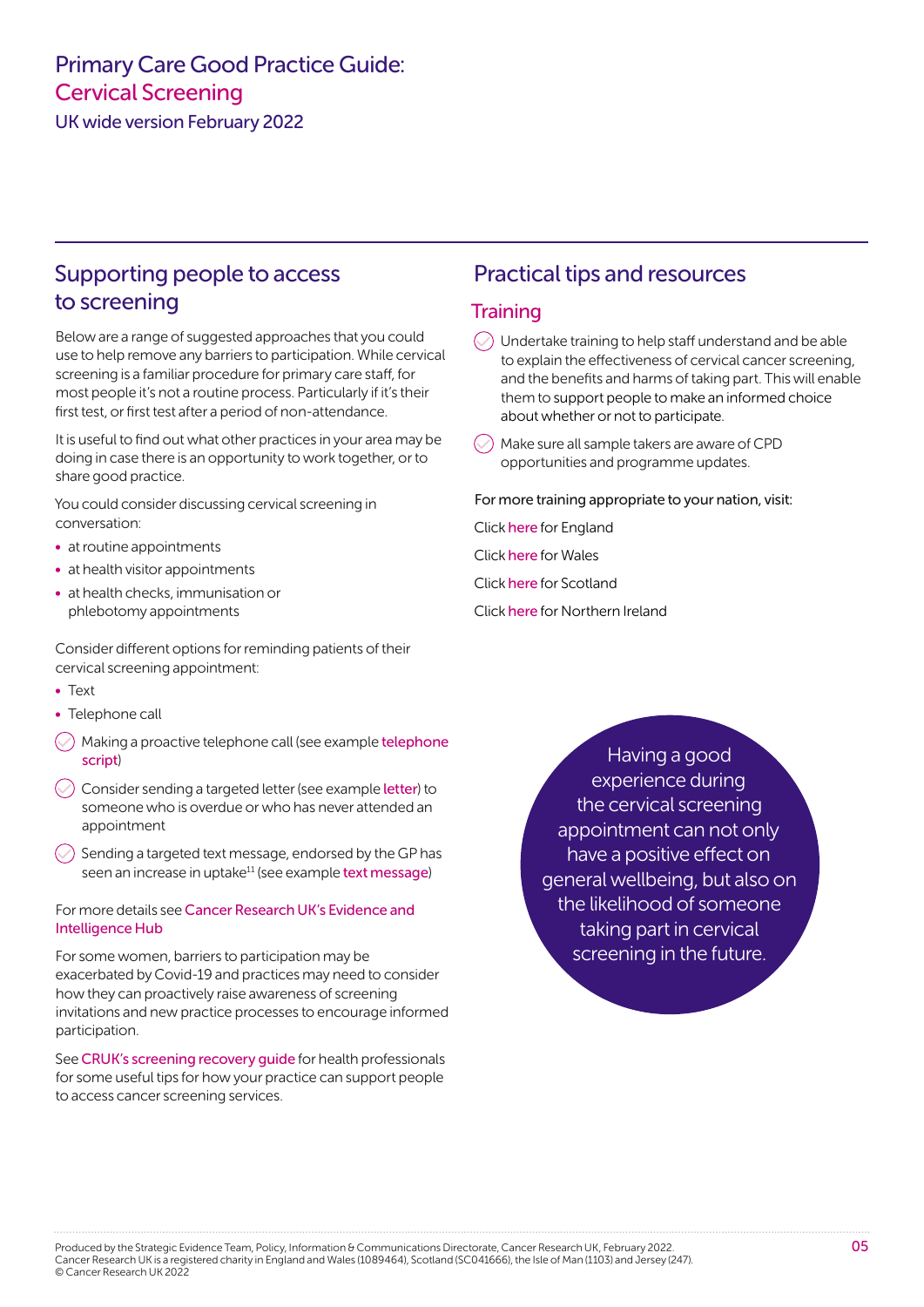# Primary Care Good Practice Guide: Cervical Screening

UK wide version February 2022

## Supporting people to access to screening

Below are a range of suggested approaches that you could use to help remove any barriers to participation. While cervical screening is a familiar procedure for primary care staff, for most people it's not a routine process. Particularly if it's their first test, or first test after a period of non-attendance.

It is useful to find out what other practices in your area may be doing in case there is an opportunity to work together, or to share good practice.

You could consider discussing cervical screening in conversation:

- at routine appointments
- at health visitor appointments
- at health checks, immunisation or phlebotomy appointments

Consider different options for reminding patients of their cervical screening appointment:

- Text
- Telephone call

- Making a proactive telephone call (see example telephone script)
- Consider sending a targeted letter (see example letter) to someone who is overdue or who has never attended an appointment
- Sending a targeted text message, endorsed by the GP has seen an increase in uptake[11] (see example text message)

For more details see Cancer Research UK's Evidence and Intelligence Hub

For some women, barriers to participation may be exacerbated by Covid-19 and practices may need to consider how they can proactively raise awareness of screening invitations and new practice processes to encourage informed participation.

See CRUK's screening recovery guide for health professionals for some useful tips for how your practice can support people to access cancer screening services.

## Practical tips and resources

### Training

- Undertake training to help staff understand and be able to explain the effectiveness of cervical cancer screening, and the benefits and harms of taking part. This will enable them to support people to make an informed choice about whether or not to participate.
- Make sure all sample takers are aware of CPD opportunities and programme updates.

For more training appropriate to your nation, visit:

Click here for England

Click here for Wales

Click here for Scotland

Click here for Northern Ireland

Having a good experience during the cervical screening appointment can not only have a positive effect on general wellbeing, but also on the likelihood of someone taking part in cervical screening in the future.

Produced by the Strategic Evidence Team, Policy, Information & Communications Directorate, Cancer Research UK, February 2022.
Cancer Research UK is a registered charity in England and Wales (1089464), Scotland (SC041666), the Isle of Man (1103) and Jersey (247).
© Cancer Research UK 2022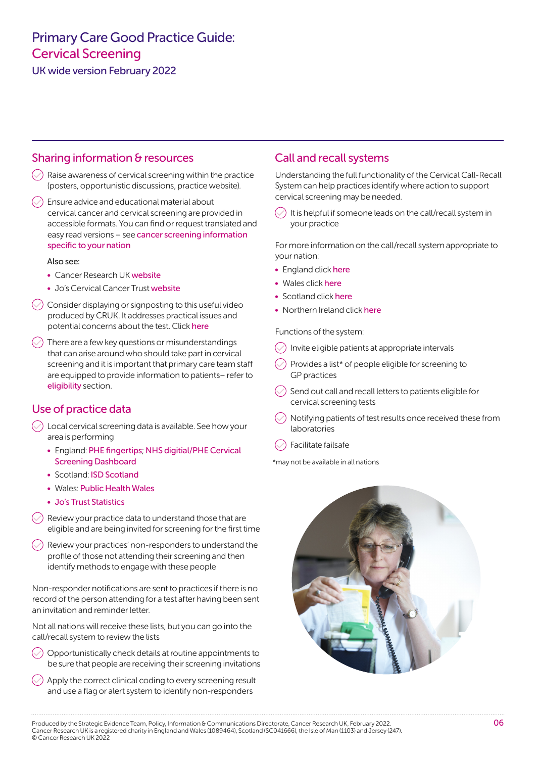# Primary Care Good Practice Guide: Cervical Screening

UK wide version February 2022

## Sharing information & resources

- Raise awareness of cervical screening within the practice (posters, opportunistic discussions, practice website).
- Ensure advice and educational material about cervical cancer and cervical screening are provided in accessible formats. You can find or request translated and easy read versions – see cancer screening information specific to your nation

  Also see:

  - Cancer Research UK website
  - Jo's Cervical Cancer Trust website
- Consider displaying or signposting to this useful video produced by CRUK. It addresses practical issues and potential concerns about the test. Click here
- There are a few key questions or misunderstandings that can arise around who should take part in cervical screening and it is important that primary care team staff are equipped to provide information to patients– refer to eligibility section.

## Use of practice data

- Local cervical screening data is available. See how your area is performing
  - England: PHE fingertips; NHS digitial/PHE Cervical Screening Dashboard
  - Scotland: ISD Scotland
  - Wales: Public Health Wales
  - Jo's Trust Statistics
- Review your practice data to understand those that are eligible and are being invited for screening for the first time
- Review your practices' non-responders to understand the profile of those not attending their screening and then identify methods to engage with these people

Non-responder notifications are sent to practices if there is no record of the person attending for a test after having been sent an invitation and reminder letter.

Not all nations will receive these lists, but you can go into the call/recall system to review the lists

- Opportunistically check details at routine appointments to be sure that people are receiving their screening invitations
- Apply the correct clinical coding to every screening result and use a flag or alert system to identify non-responders

## Call and recall systems

Understanding the full functionality of the Cervical Call-Recall System can help practices identify where action to support cervical screening may be needed.

- It is helpful if someone leads on the call/recall system in your practice

For more information on the call/recall system appropriate to your nation:

- England click here
- Wales click here
- Scotland click here
- Northern Ireland click here

Functions of the system:

- Invite eligible patients at appropriate intervals
- Provides a list* of people eligible for screening to GP practices
- Send out call and recall letters to patients eligible for cervical screening tests
- Notifying patients of test results once received these from laboratories
- Facilitate failsafe

*may not be available in all nations

Produced by the Strategic Evidence Team, Policy, Information & Communications Directorate, Cancer Research UK, February 2022.
Cancer Research UK is a registered charity in England and Wales (1089464), Scotland (SC041666), the Isle of Man (1103) and Jersey (247).
© Cancer Research UK 2022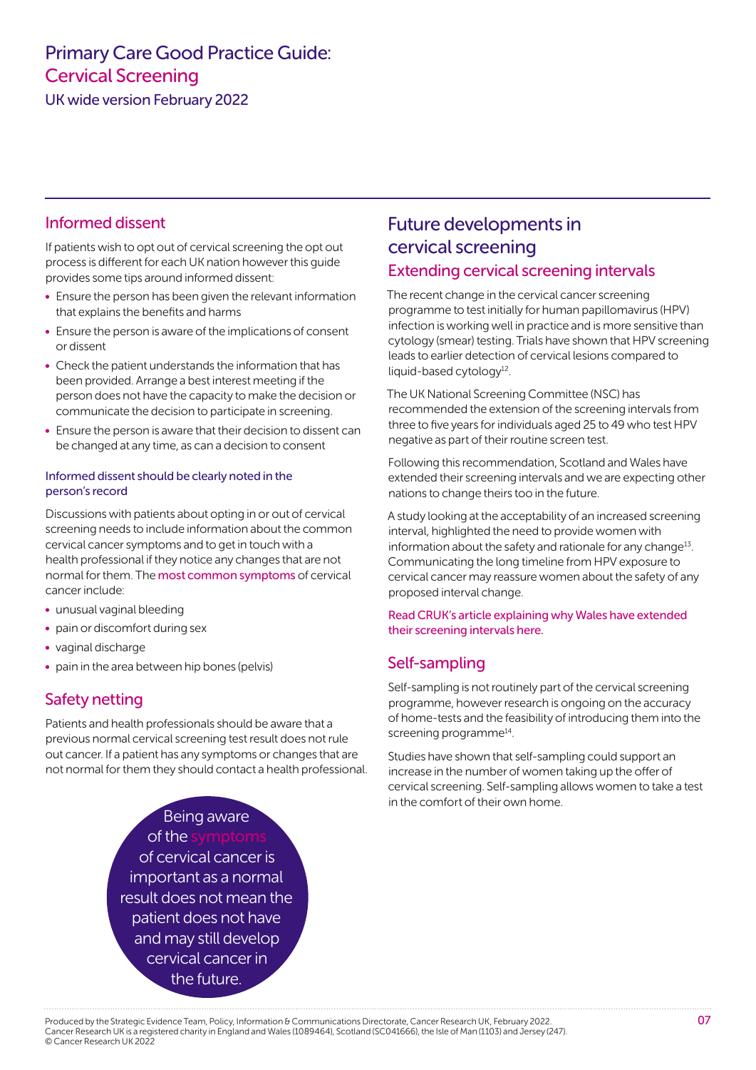# Primary Care Good Practice Guide: Cervical Screening

UK wide version February 2022

## Informed dissent

If patients wish to opt out of cervical screening the opt out process is different for each UK nation however this guide provides some tips around informed dissent:

- Ensure the person has been given the relevant information that explains the benefits and harms
- Ensure the person is aware of the implications of consent or dissent
- Check the patient understands the information that has been provided. Arrange a best interest meeting if the person does not have the capacity to make the decision or communicate the decision to participate in screening.
- Ensure the person is aware that their decision to dissent can be changed at any time, as can a decision to consent

**Informed dissent should be clearly noted in the person's record**

Discussions with patients about opting in or out of cervical screening needs to include information about the common cervical cancer symptoms and to get in touch with a health professional if they notice any changes that are not normal for them. The most common symptoms of cervical cancer include:

- unusual vaginal bleeding
- pain or discomfort during sex
- vaginal discharge
- pain in the area between hip bones (pelvis)

## Safety netting

Patients and health professionals should be aware that a previous normal cervical screening test result does not rule out cancer. If a patient has any symptoms or changes that are not normal for them they should contact a health professional.

> Being aware of the symptoms of cervical cancer is important as a normal result does not mean the patient does not have and may still develop cervical cancer in the future.

## Future developments in cervical screening

### Extending cervical screening intervals

The recent change in the cervical cancer screening programme to test initially for human papillomavirus (HPV) infection is working well in practice and is more sensitive than cytology (smear) testing. Trials have shown that HPV screening leads to earlier detection of cervical lesions compared to liquid-based cytology[12].

The UK National Screening Committee (NSC) has recommended the extension of the screening intervals from three to five years for individuals aged 25 to 49 who test HPV negative as part of their routine screen test.

Following this recommendation, Scotland and Wales have extended their screening intervals and we are expecting other nations to change theirs too in the future.

A study looking at the acceptability of an increased screening interval, highlighted the need to provide women with information about the safety and rationale for any change[13]. Communicating the long timeline from HPV exposure to cervical cancer may reassure women about the safety of any proposed interval change.

Read CRUK's article explaining why Wales have extended their screening intervals here.

### Self-sampling

Self-sampling is not routinely part of the cervical screening programme, however research is ongoing on the accuracy of home-tests and the feasibility of introducing them into the screening programme[14].

Studies have shown that self-sampling could support an increase in the number of women taking up the offer of cervical screening. Self-sampling allows women to take a test in the comfort of their own home.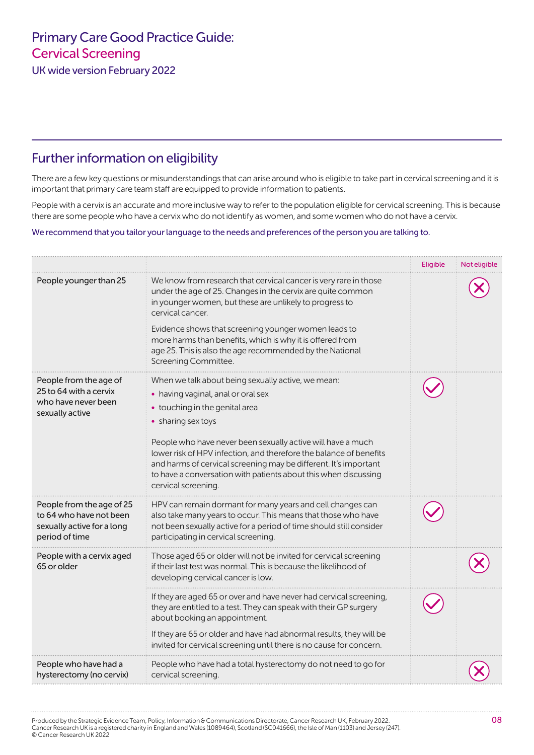## Further information on eligibility

There are a few key questions or misunderstandings that can arise around who is eligible to take part in cervical screening and it is important that primary care team staff are equipped to provide information to patients.

People with a cervix is an accurate and more inclusive way to refer to the population eligible for cervical screening. This is because there are some people who have a cervix who do not identify as women, and some women who do not have a cervix.

We recommend that you tailor your language to the needs and preferences of the person you are talking to.

| | | Eligible | Not eligible |
|---|---|---|---|
| People younger than 25 | We know from research that cervical cancer is very rare in those under the age of 25. Changes in the cervix are quite common in younger women, but these are unlikely to progress to cervical cancer.<br><br>Evidence shows that screening younger women leads to more harms than benefits, which is why it is offered from age 25. This is also the age recommended by the National Screening Committee. | | ✗ |
| People from the age of 25 to 64 with a cervix who have never been sexually active | When we talk about being sexually active, we mean:<br>• having vaginal, anal or oral sex<br>• touching in the genital area<br>• sharing sex toys<br><br>People who have never been sexually active will have a much lower risk of HPV infection, and therefore the balance of benefits and harms of cervical screening may be different. It's important to have a conversation with patients about this when discussing cervical screening. | ✓ | |
| People from the age of 25 to 64 who have not been sexually active for a long period of time | HPV can remain dormant for many years and cell changes can also take many years to occur. This means that those who have not been sexually active for a period of time should still consider participating in cervical screening. | ✓ | |
| People with a cervix aged 65 or older | Those aged 65 or older will not be invited for cervical screening if their last test was normal. This is because the likelihood of developing cervical cancer is low. | | ✗ |
| | If they are aged 65 or over and have never had cervical screening, they are entitled to a test. They can speak with their GP surgery about booking an appointment.<br><br>If they are 65 or older and have had abnormal results, they will be invited for cervical screening until there is no cause for concern. | ✓ | |
| People who have had a hysterectomy (no cervix) | People who have had a total hysterectomy do not need to go for cervical screening. | | ✗ |

Produced by the Strategic Evidence Team, Policy, Information & Communications Directorate, Cancer Research UK, February 2022.
Cancer Research UK is a registered charity in England and Wales (1089464), Scotland (SC041666), the Isle of Man (1103) and Jersey (247).
© Cancer Research UK 2022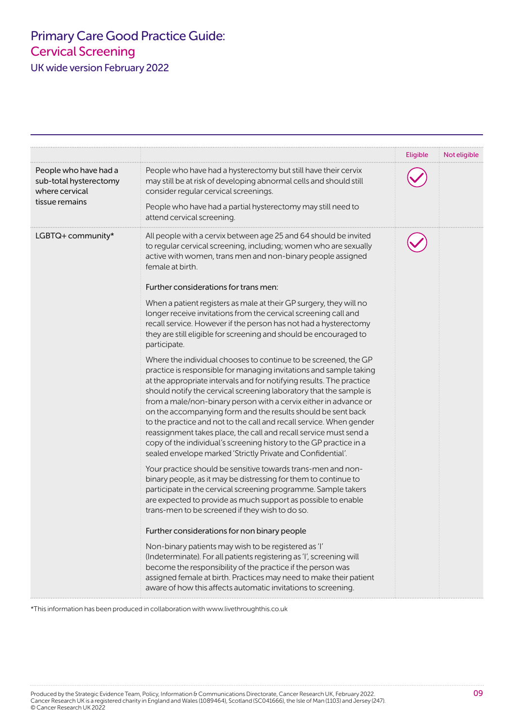| | | Eligible | Not eligible |
|---|---|---|---|
| People who have had a sub-total hysterectomy where cervical tissue remains | People who have had a hysterectomy but still have their cervix may still be at risk of developing abnormal cells and should still consider regular cervical screenings.<br><br>People who have had a partial hysterectomy may still need to attend cervical screening. | ✓ | |
| LGBTQ+ community* | All people with a cervix between age 25 and 64 should be invited to regular cervical screening, including; women who are sexually active with women, trans men and non-binary people assigned female at birth.<br><br>Further considerations for trans men:<br><br>When a patient registers as male at their GP surgery, they will no longer receive invitations from the cervical screening call and recall service. However if the person has not had a hysterectomy they are still eligible for screening and should be encouraged to participate.<br><br>Where the individual chooses to continue to be screened, the GP practice is responsible for managing invitations and sample taking at the appropriate intervals and for notifying results. The practice should notify the cervical screening laboratory that the sample is from a male/non-binary person with a cervix either in advance or on the accompanying form and the results should be sent back to the practice and not to the call and recall service. When gender reassignment takes place, the call and recall service must send a copy of the individual's screening history to the GP practice in a sealed envelope marked 'Strictly Private and Confidential'.<br><br>Your practice should be sensitive towards trans-men and non-binary people, as it may be distressing for them to continue to participate in the cervical screening programme. Sample takers are expected to provide as much support as possible to enable trans-men to be screened if they wish to do so.<br><br>Further considerations for non binary people<br><br>Non-binary patients may wish to be registered as 'I' (Indeterminate). For all patients registering as 'I', screening will become the responsibility of the practice if the person was assigned female at birth. Practices may need to make their patient aware of how this affects automatic invitations to screening. | ✓ | |

*This information has been produced in collaboration with www.livethroughthis.co.uk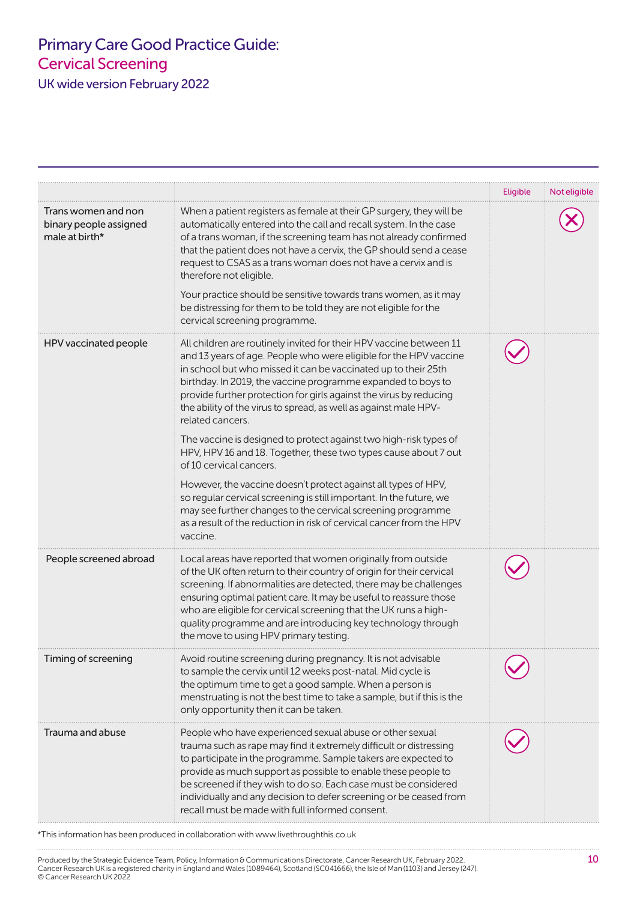| | | Eligible | Not eligible |
|---|---|---|---|
| Trans women and non binary people assigned male at birth* | When a patient registers as female at their GP surgery, they will be automatically entered into the call and recall system. In the case of a trans woman, if the screening team has not already confirmed that the patient does not have a cervix, the GP should send a cease request to CSAS as a trans woman does not have a cervix and is therefore not eligible.<br><br>Your practice should be sensitive towards trans women, as it may be distressing for them to be told they are not eligible for the cervical screening programme. | | ✗ |
| HPV vaccinated people | All children are routinely invited for their HPV vaccine between 11 and 13 years of age. People who were eligible for the HPV vaccine in school but who missed it can be vaccinated up to their 25th birthday. In 2019, the vaccine programme expanded to boys to provide further protection for girls against the virus by reducing the ability of the virus to spread, as well as against male HPV-related cancers.<br><br>The vaccine is designed to protect against two high-risk types of HPV, HPV 16 and 18. Together, these two types cause about 7 out of 10 cervical cancers.<br><br>However, the vaccine doesn't protect against all types of HPV, so regular cervical screening is still important. In the future, we may see further changes to the cervical screening programme as a result of the reduction in risk of cervical cancer from the HPV vaccine. | ✓ | |
| People screened abroad | Local areas have reported that women originally from outside of the UK often return to their country of origin for their cervical screening. If abnormalities are detected, there may be challenges ensuring optimal patient care. It may be useful to reassure those who are eligible for cervical screening that the UK runs a high-quality programme and are introducing key technology through the move to using HPV primary testing. | ✓ | |
| Timing of screening | Avoid routine screening during pregnancy. It is not advisable to sample the cervix until 12 weeks post-natal. Mid cycle is the optimum time to get a good sample. When a person is menstruating is not the best time to take a sample, but if this is the only opportunity then it can be taken. | ✓ | |
| Trauma and abuse | People who have experienced sexual abuse or other sexual trauma such as rape may find it extremely difficult or distressing to participate in the programme. Sample takers are expected to provide as much support as possible to enable these people to be screened if they wish to do so. Each case must be considered individually and any decision to defer screening or be ceased from recall must be made with full informed consent. | ✓ | |

*This information has been produced in collaboration with www.livethroughthis.co.uk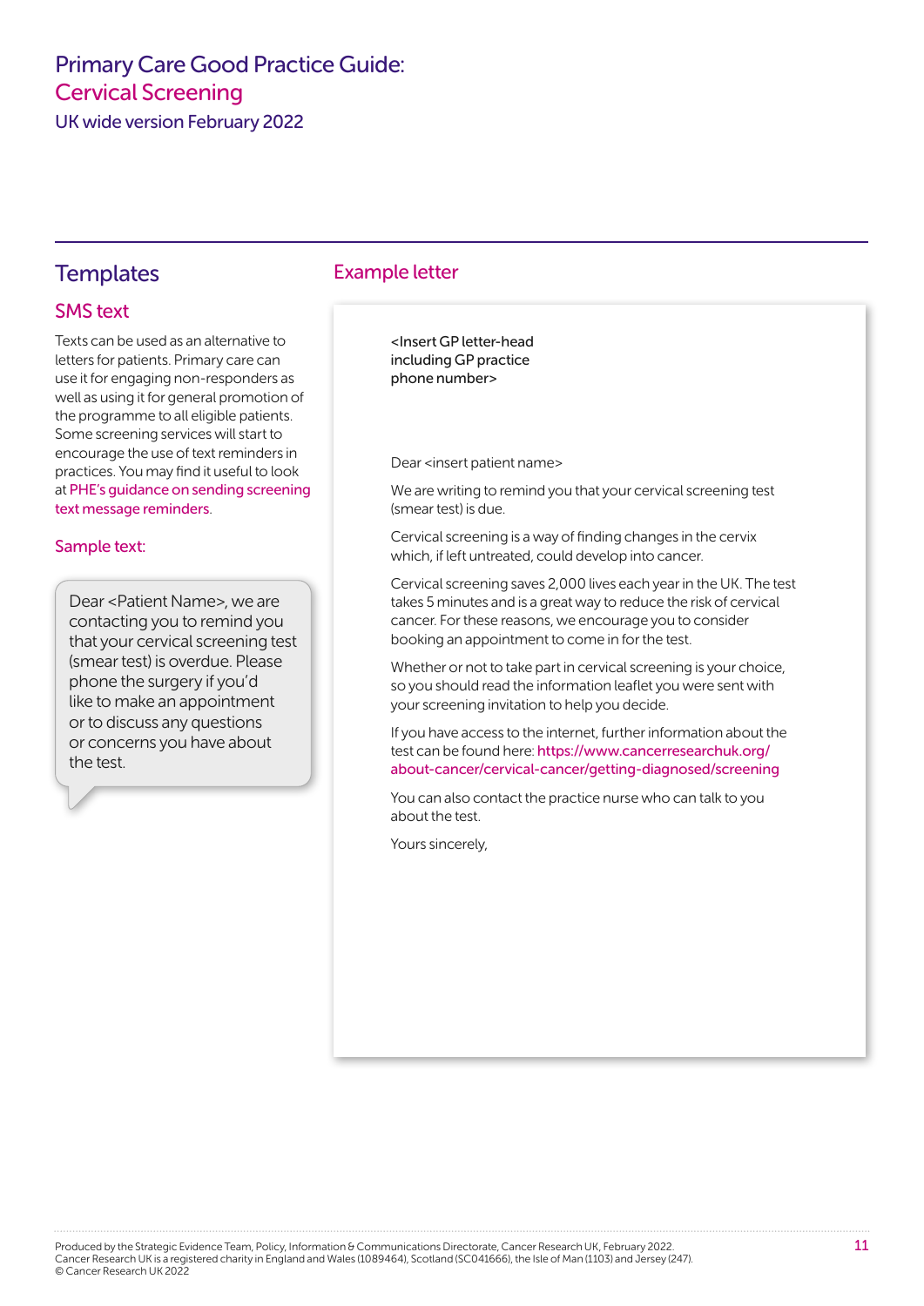## Templates

### SMS text

Texts can be used as an alternative to letters for patients. Primary care can use it for engaging non-responders as well as using it for general promotion of the programme to all eligible patients. Some screening services will start to encourage the use of text reminders in practices. You may find it useful to look at PHE's guidance on sending screening text message reminders.

#### Sample text:

> Dear <Patient Name>, we are contacting you to remind you that your cervical screening test (smear test) is overdue. Please phone the surgery if you'd like to make an appointment or to discuss any questions or concerns you have about the test.

## Example letter

<Insert GP letter-head including GP practice phone number>

Dear <insert patient name>

We are writing to remind you that your cervical screening test (smear test) is due.

Cervical screening is a way of finding changes in the cervix which, if left untreated, could develop into cancer.

Cervical screening saves 2,000 lives each year in the UK. The test takes 5 minutes and is a great way to reduce the risk of cervical cancer. For these reasons, we encourage you to consider booking an appointment to come in for the test.

Whether or not to take part in cervical screening is your choice, so you should read the information leaflet you were sent with your screening invitation to help you decide.

If you have access to the internet, further information about the test can be found here: https://www.cancerresearchuk.org/about-cancer/cervical-cancer/getting-diagnosed/screening

You can also contact the practice nurse who can talk to you about the test.

Yours sincerely,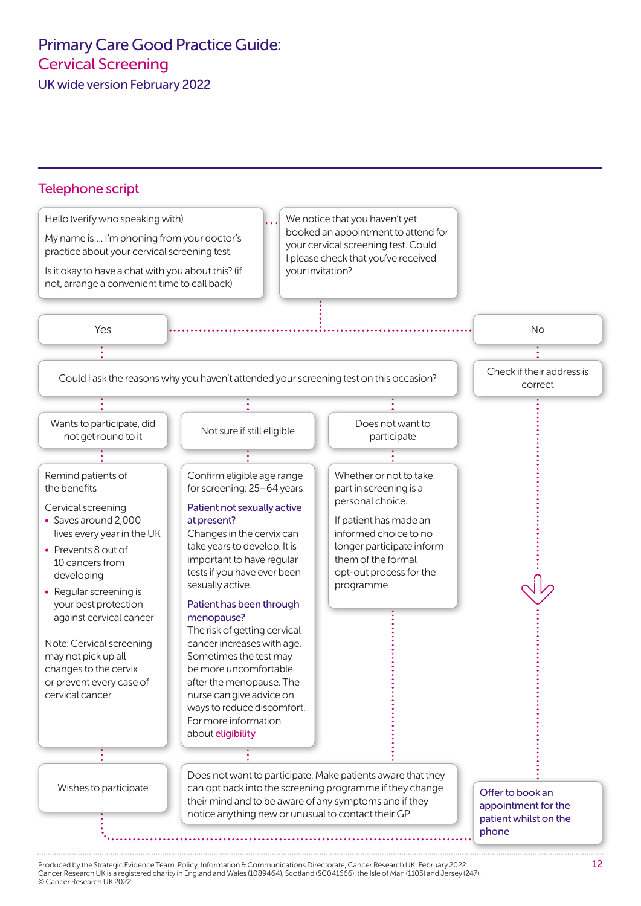# Primary Care Good Practice Guide: Cervical Screening

UK wide version February 2022

## Telephone script

Hello (verify who speaking with)

My name is.... I'm phoning from your doctor's practice about your cervical screening test.

Is it okay to have a chat with you about this? (if not, arrange a convenient time to call back)

We notice that you haven't yet booked an appointment to attend for your cervical screening test. Could I please check that you've received your invitation?

**Yes**

Could I ask the reasons why you haven't attended your screening test on this occasion?

**Wants to participate, did not get round to it**

Remind patients of the benefits

Cervical screening

- Saves around 2,000 lives every year in the UK
- Prevents 8 out of 10 cancers from developing
- Regular screening is your best protection against cervical cancer

Note: Cervical screening may not pick up all changes to the cervix or prevent every case of cervical cancer

→ Wishes to participate

**Not sure if still eligible**

Confirm eligible age range for screening: 25–64 years.

*Patient not sexually active at present?*
Changes in the cervix can take years to develop. It is important to have regular tests if you have ever been sexually active.

*Patient has been through menopause?*
The risk of getting cervical cancer increases with age. Sometimes the test may be more uncomfortable after the menopause. The nurse can give advice on ways to reduce discomfort. For more information about eligibility

**Does not want to participate**

Whether or not to take part in screening is a personal choice.

If patient has made an informed choice to no longer participate inform them of the formal opt-out process for the programme

→ Does not want to participate. Make patients aware that they can opt back into the screening programme if they change their mind and to be aware of any symptoms and if they notice anything new or unusual to contact their GP.

**No**

Check if their address is correct

**Offer to book an appointment for the patient whilst on the phone**

Produced by the Strategic Evidence Team, Policy, Information & Communications Directorate, Cancer Research UK, February 2022.
Cancer Research UK is a registered charity in England and Wales (1089464), Scotland (SC041666), the Isle of Man (1103) and Jersey (247).
© Cancer Research UK 2022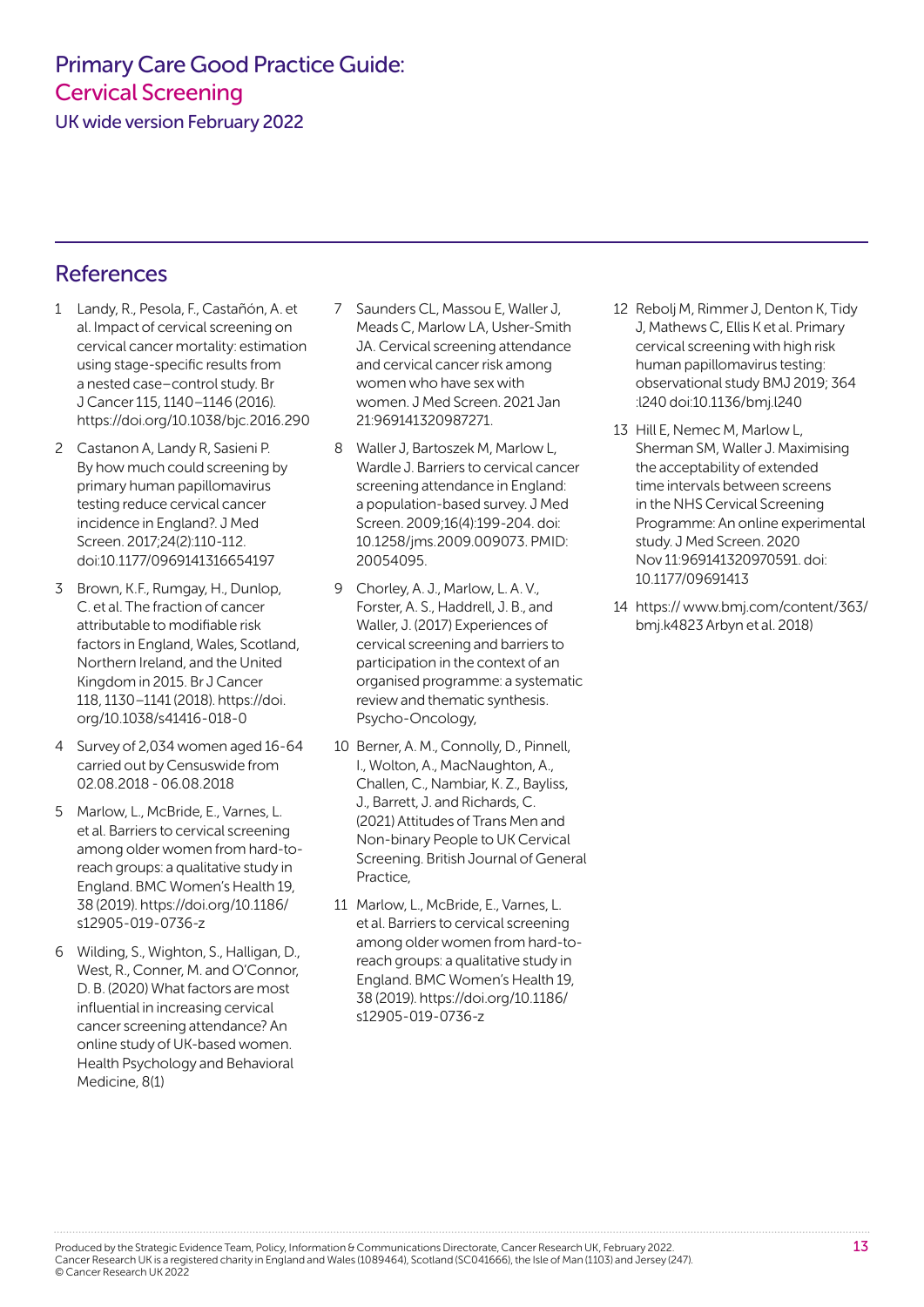# References

1. Landy, R., Pesola, F., Castañón, A. et al. Impact of cervical screening on cervical cancer mortality: estimation using stage-specific results from a nested case–control study. Br J Cancer 115, 1140–1146 (2016). https://doi.org/10.1038/bjc.2016.290

2. Castanon A, Landy R, Sasieni P. By how much could screening by primary human papillomavirus testing reduce cervical cancer incidence in England?. J Med Screen. 2017;24(2):110-112. doi:10.1177/0969141316654197

3. Brown, K.F., Rumgay, H., Dunlop, C. et al. The fraction of cancer attributable to modifiable risk factors in England, Wales, Scotland, Northern Ireland, and the United Kingdom in 2015. Br J Cancer 118, 1130–1141 (2018). https://doi.org/10.1038/s41416-018-0

4. Survey of 2,034 women aged 16-64 carried out by Censuswide from 02.08.2018 - 06.08.2018

5. Marlow, L., McBride, E., Varnes, L. et al. Barriers to cervical screening among older women from hard-to-reach groups: a qualitative study in England. BMC Women's Health 19, 38 (2019). https://doi.org/10.1186/s12905-019-0736-z

6. Wilding, S., Wighton, S., Halligan, D., West, R., Conner, M. and O'Connor, D. B. (2020) What factors are most influential in increasing cervical cancer screening attendance? An online study of UK-based women. Health Psychology and Behavioral Medicine, 8(1)

7. Saunders CL, Massou E, Waller J, Meads C, Marlow LA, Usher-Smith JA. Cervical screening attendance and cervical cancer risk among women who have sex with women. J Med Screen. 2021 Jan 21:969141320987271.

8. Waller J, Bartoszek M, Marlow L, Wardle J. Barriers to cervical cancer screening attendance in England: a population-based survey. J Med Screen. 2009;16(4):199-204. doi: 10.1258/jms.2009.009073. PMID: 20054095.

9. Chorley, A. J., Marlow, L. A. V., Forster, A. S., Haddrell, J. B., and Waller, J. (2017) Experiences of cervical screening and barriers to participation in the context of an organised programme: a systematic review and thematic synthesis. Psycho-Oncology,

10. Berner, A. M., Connolly, D., Pinnell, I., Wolton, A., MacNaughton, A., Challen, C., Nambiar, K. Z., Bayliss, J., Barrett, J. and Richards, C. (2021) Attitudes of Trans Men and Non-binary People to UK Cervical Screening. British Journal of General Practice,

11. Marlow, L., McBride, E., Varnes, L. et al. Barriers to cervical screening among older women from hard-to-reach groups: a qualitative study in England. BMC Women's Health 19, 38 (2019). https://doi.org/10.1186/s12905-019-0736-z

12. Rebolj M, Rimmer J, Denton K, Tidy J, Mathews C, Ellis K et al. Primary cervical screening with high risk human papillomavirus testing: observational study BMJ 2019; 364 :l240 doi:10.1136/bmj.l240

13. Hill E, Nemec M, Marlow L, Sherman SM, Waller J. Maximising the acceptability of extended time intervals between screens in the NHS Cervical Screening Programme: An online experimental study. J Med Screen. 2020 Nov 11:969141320970591. doi: 10.1177/09691413

14. https:// www.bmj.com/content/363/bmj.k4823 Arbyn et al. 2018)

Produced by the Strategic Evidence Team, Policy, Information & Communications Directorate, Cancer Research UK, February 2022.
Cancer Research UK is a registered charity in England and Wales (1089464), Scotland (SC041666), the Isle of Man (1103) and Jersey (247).
© Cancer Research UK 2022